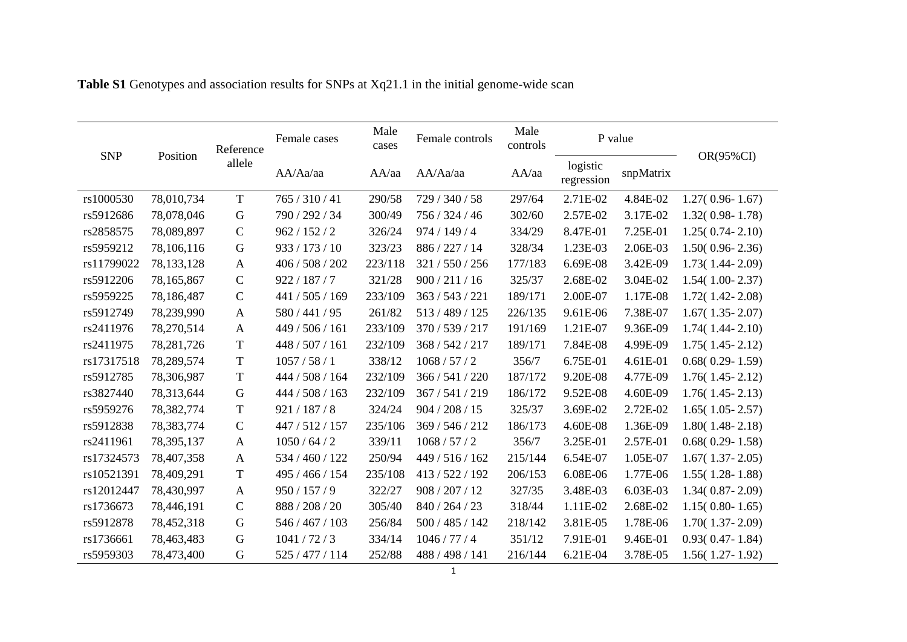**Table S1** Genotypes and association results for SNPs at Xq21.1 in the initial genome-wide scan

| SNP | Position | Reference allele | Female cases | Male cases | Female controls | Male controls | P value | | OR(95%CI) |
|---|---|---|---|---|---|---|---|---|---|
| | | | AA/Aa/aa | AA/aa | AA/Aa/aa | AA/aa | logistic regression | snpMatrix | |
| rs1000530 | 78,010,734 | T | 765 / 310 / 41 | 290/58 | 729 / 340 / 58 | 297/64 | 2.71E-02 | 4.84E-02 | 1.27( 0.96- 1.67) |
| rs5912686 | 78,078,046 | G | 790 / 292 / 34 | 300/49 | 756 / 324 / 46 | 302/60 | 2.57E-02 | 3.17E-02 | 1.32( 0.98- 1.78) |
| rs2858575 | 78,089,897 | C | 962 / 152 / 2 | 326/24 | 974 / 149 / 4 | 334/29 | 8.47E-01 | 7.25E-01 | 1.25( 0.74- 2.10) |
| rs5959212 | 78,106,116 | G | 933 / 173 / 10 | 323/23 | 886 / 227 / 14 | 328/34 | 1.23E-03 | 2.06E-03 | 1.50( 0.96- 2.36) |
| rs11799022 | 78,133,128 | A | 406 / 508 / 202 | 223/118 | 321 / 550 / 256 | 177/183 | 6.69E-08 | 3.42E-09 | 1.73( 1.44- 2.09) |
| rs5912206 | 78,165,867 | C | 922 / 187 / 7 | 321/28 | 900 / 211 / 16 | 325/37 | 2.68E-02 | 3.04E-02 | 1.54( 1.00- 2.37) |
| rs5959225 | 78,186,487 | C | 441 / 505 / 169 | 233/109 | 363 / 543 / 221 | 189/171 | 2.00E-07 | 1.17E-08 | 1.72( 1.42- 2.08) |
| rs5912749 | 78,239,990 | A | 580 / 441 / 95 | 261/82 | 513 / 489 / 125 | 226/135 | 9.61E-06 | 7.38E-07 | 1.67( 1.35- 2.07) |
| rs2411976 | 78,270,514 | A | 449 / 506 / 161 | 233/109 | 370 / 539 / 217 | 191/169 | 1.21E-07 | 9.36E-09 | 1.74( 1.44- 2.10) |
| rs2411975 | 78,281,726 | T | 448 / 507 / 161 | 232/109 | 368 / 542 / 217 | 189/171 | 7.84E-08 | 4.99E-09 | 1.75( 1.45- 2.12) |
| rs17317518 | 78,289,574 | T | 1057 / 58 / 1 | 338/12 | 1068 / 57 / 2 | 356/7 | 6.75E-01 | 4.61E-01 | 0.68( 0.29- 1.59) |
| rs5912785 | 78,306,987 | T | 444 / 508 / 164 | 232/109 | 366 / 541 / 220 | 187/172 | 9.20E-08 | 4.77E-09 | 1.76( 1.45- 2.12) |
| rs3827440 | 78,313,644 | G | 444 / 508 / 163 | 232/109 | 367 / 541 / 219 | 186/172 | 9.52E-08 | 4.60E-09 | 1.76( 1.45- 2.13) |
| rs5959276 | 78,382,774 | T | 921 / 187 / 8 | 324/24 | 904 / 208 / 15 | 325/37 | 3.69E-02 | 2.72E-02 | 1.65( 1.05- 2.57) |
| rs5912838 | 78,383,774 | C | 447 / 512 / 157 | 235/106 | 369 / 546 / 212 | 186/173 | 4.60E-08 | 1.36E-09 | 1.80( 1.48- 2.18) |
| rs2411961 | 78,395,137 | A | 1050 / 64 / 2 | 339/11 | 1068 / 57 / 2 | 356/7 | 3.25E-01 | 2.57E-01 | 0.68( 0.29- 1.58) |
| rs17324573 | 78,407,358 | A | 534 / 460 / 122 | 250/94 | 449 / 516 / 162 | 215/144 | 6.54E-07 | 1.05E-07 | 1.67( 1.37- 2.05) |
| rs10521391 | 78,409,291 | T | 495 / 466 / 154 | 235/108 | 413 / 522 / 192 | 206/153 | 6.08E-06 | 1.77E-06 | 1.55( 1.28- 1.88) |
| rs12012447 | 78,430,997 | A | 950 / 157 / 9 | 322/27 | 908 / 207 / 12 | 327/35 | 3.48E-03 | 6.03E-03 | 1.34( 0.87- 2.09) |
| rs1736673 | 78,446,191 | C | 888 / 208 / 20 | 305/40 | 840 / 264 / 23 | 318/44 | 1.11E-02 | 2.68E-02 | 1.15( 0.80- 1.65) |
| rs5912878 | 78,452,318 | G | 546 / 467 / 103 | 256/84 | 500 / 485 / 142 | 218/142 | 3.81E-05 | 1.78E-06 | 1.70( 1.37- 2.09) |
| rs1736661 | 78,463,483 | G | 1041 / 72 / 3 | 334/14 | 1046 / 77 / 4 | 351/12 | 7.91E-01 | 9.46E-01 | 0.93( 0.47- 1.84) |
| rs5959303 | 78,473,400 | G | 525 / 477 / 114 | 252/88 | 488 / 498 / 141 | 216/144 | 6.21E-04 | 3.78E-05 | 1.56( 1.27- 1.92) |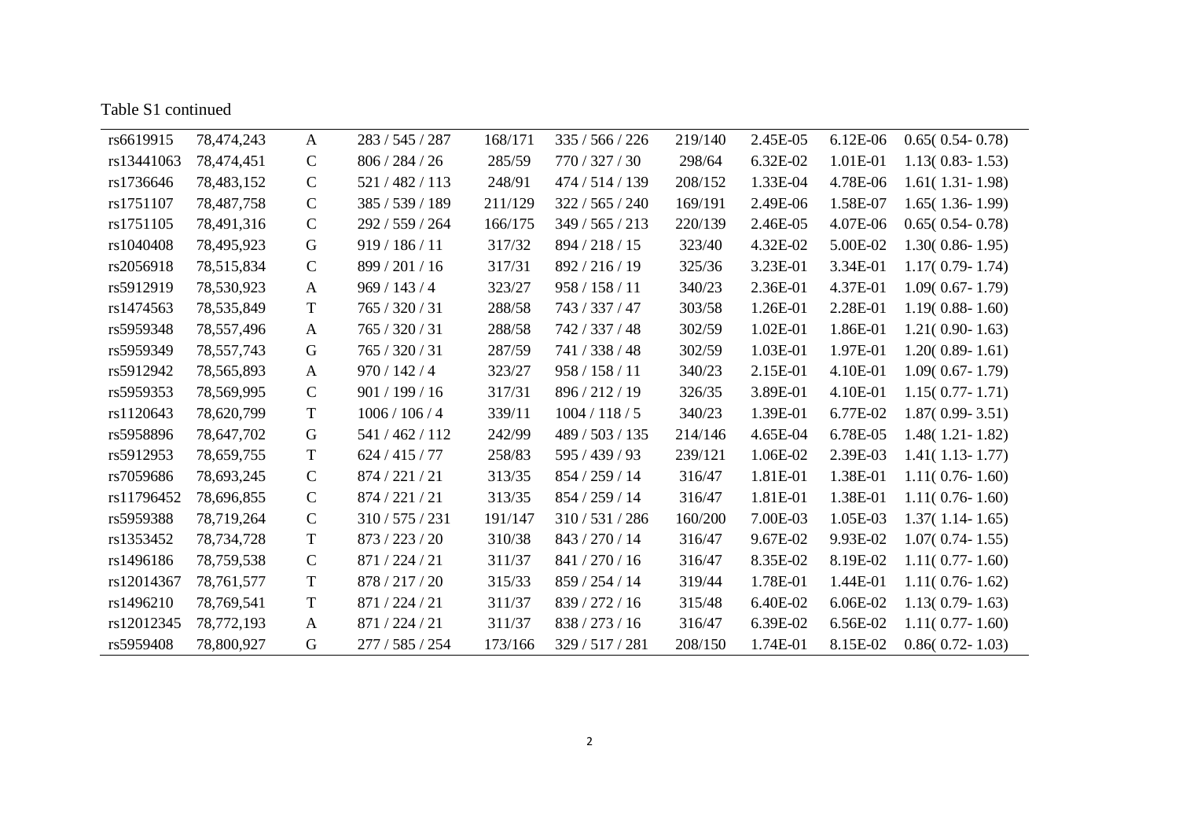Table S1 continued

| | | | | | | | | | |
|---|---|---|---|---|---|---|---|---|---|
| rs6619915 | 78,474,243 | A | 283 / 545 / 287 | 168/171 | 335 / 566 / 226 | 219/140 | 2.45E-05 | 6.12E-06 | 0.65( 0.54- 0.78) |
| rs13441063 | 78,474,451 | C | 806 / 284 / 26 | 285/59 | 770 / 327 / 30 | 298/64 | 6.32E-02 | 1.01E-01 | 1.13( 0.83- 1.53) |
| rs1736646 | 78,483,152 | C | 521 / 482 / 113 | 248/91 | 474 / 514 / 139 | 208/152 | 1.33E-04 | 4.78E-06 | 1.61( 1.31- 1.98) |
| rs1751107 | 78,487,758 | C | 385 / 539 / 189 | 211/129 | 322 / 565 / 240 | 169/191 | 2.49E-06 | 1.58E-07 | 1.65( 1.36- 1.99) |
| rs1751105 | 78,491,316 | C | 292 / 559 / 264 | 166/175 | 349 / 565 / 213 | 220/139 | 2.46E-05 | 4.07E-06 | 0.65( 0.54- 0.78) |
| rs1040408 | 78,495,923 | G | 919 / 186 / 11 | 317/32 | 894 / 218 / 15 | 323/40 | 4.32E-02 | 5.00E-02 | 1.30( 0.86- 1.95) |
| rs2056918 | 78,515,834 | C | 899 / 201 / 16 | 317/31 | 892 / 216 / 19 | 325/36 | 3.23E-01 | 3.34E-01 | 1.17( 0.79- 1.74) |
| rs5912919 | 78,530,923 | A | 969 / 143 / 4 | 323/27 | 958 / 158 / 11 | 340/23 | 2.36E-01 | 4.37E-01 | 1.09( 0.67- 1.79) |
| rs1474563 | 78,535,849 | T | 765 / 320 / 31 | 288/58 | 743 / 337 / 47 | 303/58 | 1.26E-01 | 2.28E-01 | 1.19( 0.88- 1.60) |
| rs5959348 | 78,557,496 | A | 765 / 320 / 31 | 288/58 | 742 / 337 / 48 | 302/59 | 1.02E-01 | 1.86E-01 | 1.21( 0.90- 1.63) |
| rs5959349 | 78,557,743 | G | 765 / 320 / 31 | 287/59 | 741 / 338 / 48 | 302/59 | 1.03E-01 | 1.97E-01 | 1.20( 0.89- 1.61) |
| rs5912942 | 78,565,893 | A | 970 / 142 / 4 | 323/27 | 958 / 158 / 11 | 340/23 | 2.15E-01 | 4.10E-01 | 1.09( 0.67- 1.79) |
| rs5959353 | 78,569,995 | C | 901 / 199 / 16 | 317/31 | 896 / 212 / 19 | 326/35 | 3.89E-01 | 4.10E-01 | 1.15( 0.77- 1.71) |
| rs1120643 | 78,620,799 | T | 1006 / 106 / 4 | 339/11 | 1004 / 118 / 5 | 340/23 | 1.39E-01 | 6.77E-02 | 1.87( 0.99- 3.51) |
| rs5958896 | 78,647,702 | G | 541 / 462 / 112 | 242/99 | 489 / 503 / 135 | 214/146 | 4.65E-04 | 6.78E-05 | 1.48( 1.21- 1.82) |
| rs5912953 | 78,659,755 | T | 624 / 415 / 77 | 258/83 | 595 / 439 / 93 | 239/121 | 1.06E-02 | 2.39E-03 | 1.41( 1.13- 1.77) |
| rs7059686 | 78,693,245 | C | 874 / 221 / 21 | 313/35 | 854 / 259 / 14 | 316/47 | 1.81E-01 | 1.38E-01 | 1.11( 0.76- 1.60) |
| rs11796452 | 78,696,855 | C | 874 / 221 / 21 | 313/35 | 854 / 259 / 14 | 316/47 | 1.81E-01 | 1.38E-01 | 1.11( 0.76- 1.60) |
| rs5959388 | 78,719,264 | C | 310 / 575 / 231 | 191/147 | 310 / 531 / 286 | 160/200 | 7.00E-03 | 1.05E-03 | 1.37( 1.14- 1.65) |
| rs1353452 | 78,734,728 | T | 873 / 223 / 20 | 310/38 | 843 / 270 / 14 | 316/47 | 9.67E-02 | 9.93E-02 | 1.07( 0.74- 1.55) |
| rs1496186 | 78,759,538 | C | 871 / 224 / 21 | 311/37 | 841 / 270 / 16 | 316/47 | 8.35E-02 | 8.19E-02 | 1.11( 0.77- 1.60) |
| rs12014367 | 78,761,577 | T | 878 / 217 / 20 | 315/33 | 859 / 254 / 14 | 319/44 | 1.78E-01 | 1.44E-01 | 1.11( 0.76- 1.62) |
| rs1496210 | 78,769,541 | T | 871 / 224 / 21 | 311/37 | 839 / 272 / 16 | 315/48 | 6.40E-02 | 6.06E-02 | 1.13( 0.79- 1.63) |
| rs12012345 | 78,772,193 | A | 871 / 224 / 21 | 311/37 | 838 / 273 / 16 | 316/47 | 6.39E-02 | 6.56E-02 | 1.11( 0.77- 1.60) |
| rs5959408 | 78,800,927 | G | 277 / 585 / 254 | 173/166 | 329 / 517 / 281 | 208/150 | 1.74E-01 | 8.15E-02 | 0.86( 0.72- 1.03) |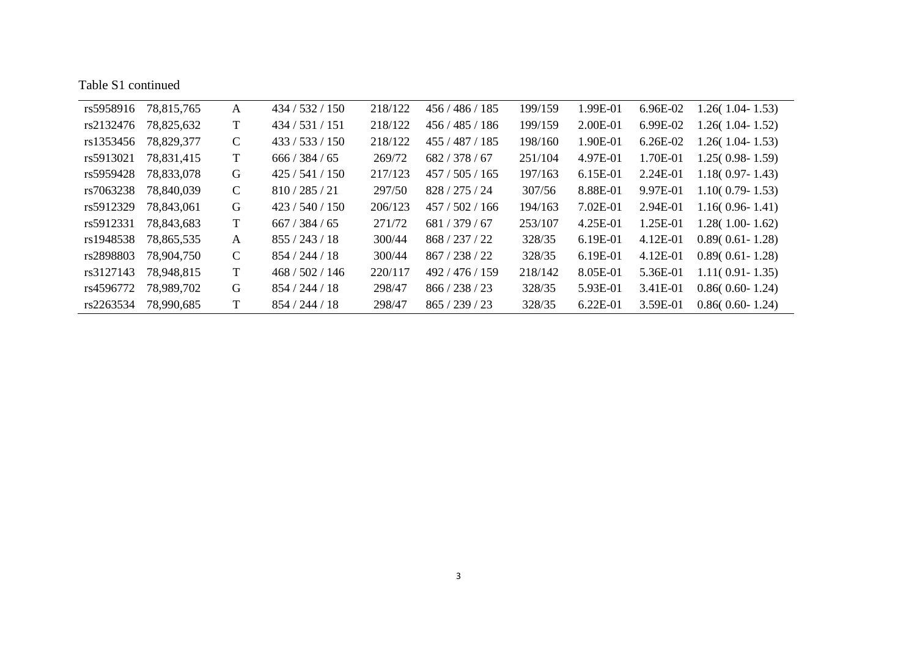Table S1 continued

| | | | | | | | | | |
|---|---|---|---|---|---|---|---|---|---|
| rs5958916 | 78,815,765 | A | 434 / 532 / 150 | 218/122 | 456 / 486 / 185 | 199/159 | 1.99E-01 | 6.96E-02 | 1.26( 1.04- 1.53) |
| rs2132476 | 78,825,632 | T | 434 / 531 / 151 | 218/122 | 456 / 485 / 186 | 199/159 | 2.00E-01 | 6.99E-02 | 1.26( 1.04- 1.52) |
| rs1353456 | 78,829,377 | C | 433 / 533 / 150 | 218/122 | 455 / 487 / 185 | 198/160 | 1.90E-01 | 6.26E-02 | 1.26( 1.04- 1.53) |
| rs5913021 | 78,831,415 | T | 666 / 384 / 65 | 269/72 | 682 / 378 / 67 | 251/104 | 4.97E-01 | 1.70E-01 | 1.25( 0.98- 1.59) |
| rs5959428 | 78,833,078 | G | 425 / 541 / 150 | 217/123 | 457 / 505 / 165 | 197/163 | 6.15E-01 | 2.24E-01 | 1.18( 0.97- 1.43) |
| rs7063238 | 78,840,039 | C | 810 / 285 / 21 | 297/50 | 828 / 275 / 24 | 307/56 | 8.88E-01 | 9.97E-01 | 1.10( 0.79- 1.53) |
| rs5912329 | 78,843,061 | G | 423 / 540 / 150 | 206/123 | 457 / 502 / 166 | 194/163 | 7.02E-01 | 2.94E-01 | 1.16( 0.96- 1.41) |
| rs5912331 | 78,843,683 | T | 667 / 384 / 65 | 271/72 | 681 / 379 / 67 | 253/107 | 4.25E-01 | 1.25E-01 | 1.28( 1.00- 1.62) |
| rs1948538 | 78,865,535 | A | 855 / 243 / 18 | 300/44 | 868 / 237 / 22 | 328/35 | 6.19E-01 | 4.12E-01 | 0.89( 0.61- 1.28) |
| rs2898803 | 78,904,750 | C | 854 / 244 / 18 | 300/44 | 867 / 238 / 22 | 328/35 | 6.19E-01 | 4.12E-01 | 0.89( 0.61- 1.28) |
| rs3127143 | 78,948,815 | T | 468 / 502 / 146 | 220/117 | 492 / 476 / 159 | 218/142 | 8.05E-01 | 5.36E-01 | 1.11( 0.91- 1.35) |
| rs4596772 | 78,989,702 | G | 854 / 244 / 18 | 298/47 | 866 / 238 / 23 | 328/35 | 5.93E-01 | 3.41E-01 | 0.86( 0.60- 1.24) |
| rs2263534 | 78,990,685 | T | 854 / 244 / 18 | 298/47 | 865 / 239 / 23 | 328/35 | 6.22E-01 | 3.59E-01 | 0.86( 0.60- 1.24) |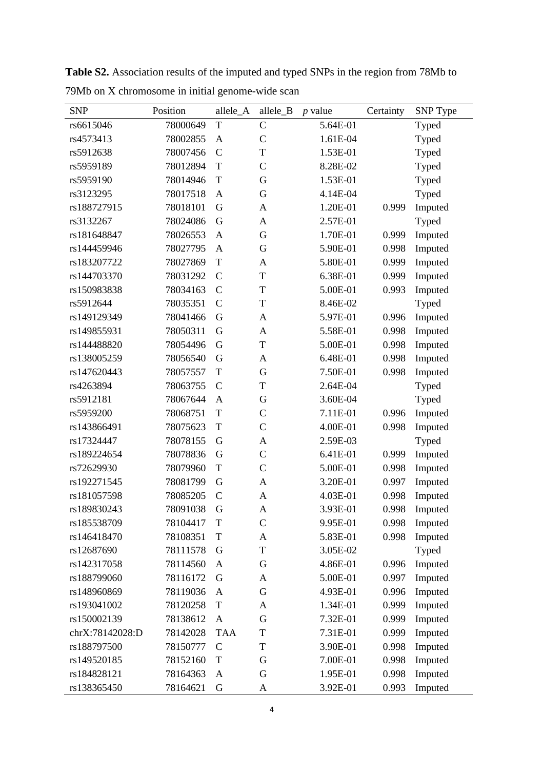**Table S2.** Association results of the imputed and typed SNPs in the region from 78Mb to 79Mb on X chromosome in initial genome-wide scan

| SNP | Position | allele_A | allele_B | *p* value | Certainty | SNP Type |
|---|---|---|---|---|---|---|
| rs6615046 | 78000649 | T | C | 5.64E-01 | | Typed |
| rs4573413 | 78002855 | A | C | 1.61E-04 | | Typed |
| rs5912638 | 78007456 | C | T | 1.53E-01 | | Typed |
| rs5959189 | 78012894 | T | C | 8.28E-02 | | Typed |
| rs5959190 | 78014946 | T | G | 1.53E-01 | | Typed |
| rs3123295 | 78017518 | A | G | 4.14E-04 | | Typed |
| rs188727915 | 78018101 | G | A | 1.20E-01 | 0.999 | Imputed |
| rs3132267 | 78024086 | G | A | 2.57E-01 | | Typed |
| rs181648847 | 78026553 | A | G | 1.70E-01 | 0.999 | Imputed |
| rs144459946 | 78027795 | A | G | 5.90E-01 | 0.998 | Imputed |
| rs183207722 | 78027869 | T | A | 5.80E-01 | 0.999 | Imputed |
| rs144703370 | 78031292 | C | T | 6.38E-01 | 0.999 | Imputed |
| rs150983838 | 78034163 | C | T | 5.00E-01 | 0.993 | Imputed |
| rs5912644 | 78035351 | C | T | 8.46E-02 | | Typed |
| rs149129349 | 78041466 | G | A | 5.97E-01 | 0.996 | Imputed |
| rs149855931 | 78050311 | G | A | 5.58E-01 | 0.998 | Imputed |
| rs144488820 | 78054496 | G | T | 5.00E-01 | 0.998 | Imputed |
| rs138005259 | 78056540 | G | A | 6.48E-01 | 0.998 | Imputed |
| rs147620443 | 78057557 | T | G | 7.50E-01 | 0.998 | Imputed |
| rs4263894 | 78063755 | C | T | 2.64E-04 | | Typed |
| rs5912181 | 78067644 | A | G | 3.60E-04 | | Typed |
| rs5959200 | 78068751 | T | C | 7.11E-01 | 0.996 | Imputed |
| rs143866491 | 78075623 | T | C | 4.00E-01 | 0.998 | Imputed |
| rs17324447 | 78078155 | G | A | 2.59E-03 | | Typed |
| rs189224654 | 78078836 | G | C | 6.41E-01 | 0.999 | Imputed |
| rs72629930 | 78079960 | T | C | 5.00E-01 | 0.998 | Imputed |
| rs192271545 | 78081799 | G | A | 3.20E-01 | 0.997 | Imputed |
| rs181057598 | 78085205 | C | A | 4.03E-01 | 0.998 | Imputed |
| rs189830243 | 78091038 | G | A | 3.93E-01 | 0.998 | Imputed |
| rs185538709 | 78104417 | T | C | 9.95E-01 | 0.998 | Imputed |
| rs146418470 | 78108351 | T | A | 5.83E-01 | 0.998 | Imputed |
| rs12687690 | 78111578 | G | T | 3.05E-02 | | Typed |
| rs142317058 | 78114560 | A | G | 4.86E-01 | 0.996 | Imputed |
| rs188799060 | 78116172 | G | A | 5.00E-01 | 0.997 | Imputed |
| rs148960869 | 78119036 | A | G | 4.93E-01 | 0.996 | Imputed |
| rs193041002 | 78120258 | T | A | 1.34E-01 | 0.999 | Imputed |
| rs150002139 | 78138612 | A | G | 7.32E-01 | 0.999 | Imputed |
| chrX:78142028:D | 78142028 | TAA | T | 7.31E-01 | 0.999 | Imputed |
| rs188797500 | 78150777 | C | T | 3.90E-01 | 0.998 | Imputed |
| rs149520185 | 78152160 | T | G | 7.00E-01 | 0.998 | Imputed |
| rs184828121 | 78164363 | A | G | 1.95E-01 | 0.998 | Imputed |
| rs138365450 | 78164621 | G | A | 3.92E-01 | 0.993 | Imputed |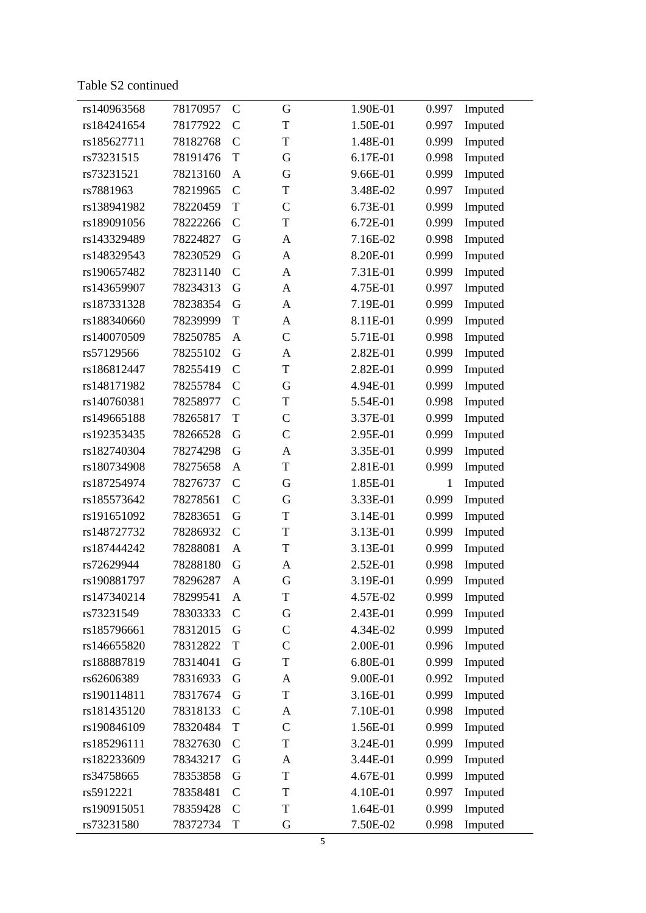Table S2 continued

| | | | | | | |
|---|---|---|---|---|---|---|
| rs140963568 | 78170957 | C | G | 1.90E-01 | 0.997 | Imputed |
| rs184241654 | 78177922 | C | T | 1.50E-01 | 0.997 | Imputed |
| rs185627711 | 78182768 | C | T | 1.48E-01 | 0.999 | Imputed |
| rs73231515 | 78191476 | T | G | 6.17E-01 | 0.998 | Imputed |
| rs73231521 | 78213160 | A | G | 9.66E-01 | 0.999 | Imputed |
| rs7881963 | 78219965 | C | T | 3.48E-02 | 0.997 | Imputed |
| rs138941982 | 78220459 | T | C | 6.73E-01 | 0.999 | Imputed |
| rs189091056 | 78222266 | C | T | 6.72E-01 | 0.999 | Imputed |
| rs143329489 | 78224827 | G | A | 7.16E-02 | 0.998 | Imputed |
| rs148329543 | 78230529 | G | A | 8.20E-01 | 0.999 | Imputed |
| rs190657482 | 78231140 | C | A | 7.31E-01 | 0.999 | Imputed |
| rs143659907 | 78234313 | G | A | 4.75E-01 | 0.997 | Imputed |
| rs187331328 | 78238354 | G | A | 7.19E-01 | 0.999 | Imputed |
| rs188340660 | 78239999 | T | A | 8.11E-01 | 0.999 | Imputed |
| rs140070509 | 78250785 | A | C | 5.71E-01 | 0.998 | Imputed |
| rs57129566 | 78255102 | G | A | 2.82E-01 | 0.999 | Imputed |
| rs186812447 | 78255419 | C | T | 2.82E-01 | 0.999 | Imputed |
| rs148171982 | 78255784 | C | G | 4.94E-01 | 0.999 | Imputed |
| rs140760381 | 78258977 | C | T | 5.54E-01 | 0.998 | Imputed |
| rs149665188 | 78265817 | T | C | 3.37E-01 | 0.999 | Imputed |
| rs192353435 | 78266528 | G | C | 2.95E-01 | 0.999 | Imputed |
| rs182740304 | 78274298 | G | A | 3.35E-01 | 0.999 | Imputed |
| rs180734908 | 78275658 | A | T | 2.81E-01 | 0.999 | Imputed |
| rs187254974 | 78276737 | C | G | 1.85E-01 | 1 | Imputed |
| rs185573642 | 78278561 | C | G | 3.33E-01 | 0.999 | Imputed |
| rs191651092 | 78283651 | G | T | 3.14E-01 | 0.999 | Imputed |
| rs148727732 | 78286932 | C | T | 3.13E-01 | 0.999 | Imputed |
| rs187444242 | 78288081 | A | T | 3.13E-01 | 0.999 | Imputed |
| rs72629944 | 78288180 | G | A | 2.52E-01 | 0.998 | Imputed |
| rs190881797 | 78296287 | A | G | 3.19E-01 | 0.999 | Imputed |
| rs147340214 | 78299541 | A | T | 4.57E-02 | 0.999 | Imputed |
| rs73231549 | 78303333 | C | G | 2.43E-01 | 0.999 | Imputed |
| rs185796661 | 78312015 | G | C | 4.34E-02 | 0.999 | Imputed |
| rs146655820 | 78312822 | T | C | 2.00E-01 | 0.996 | Imputed |
| rs188887819 | 78314041 | G | T | 6.80E-01 | 0.999 | Imputed |
| rs62606389 | 78316933 | G | A | 9.00E-01 | 0.992 | Imputed |
| rs190114811 | 78317674 | G | T | 3.16E-01 | 0.999 | Imputed |
| rs181435120 | 78318133 | C | A | 7.10E-01 | 0.998 | Imputed |
| rs190846109 | 78320484 | T | C | 1.56E-01 | 0.999 | Imputed |
| rs185296111 | 78327630 | C | T | 3.24E-01 | 0.999 | Imputed |
| rs182233609 | 78343217 | G | A | 3.44E-01 | 0.999 | Imputed |
| rs34758665 | 78353858 | G | T | 4.67E-01 | 0.999 | Imputed |
| rs5912221 | 78358481 | C | T | 4.10E-01 | 0.997 | Imputed |
| rs190915051 | 78359428 | C | T | 1.64E-01 | 0.999 | Imputed |
| rs73231580 | 78372734 | T | G | 7.50E-02 | 0.998 | Imputed |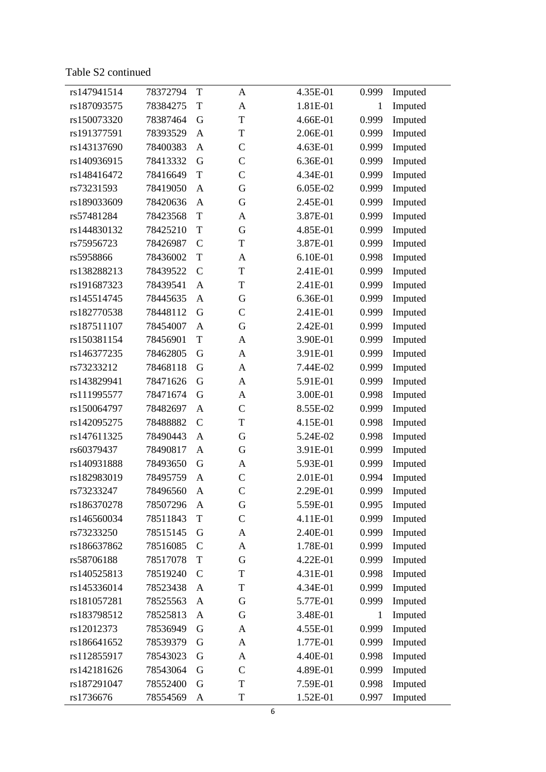Table S2 continued

| | | | | | | |
|---|---|---|---|---|---|---|
| rs147941514 | 78372794 | T | A | 4.35E-01 | 0.999 | Imputed |
| rs187093575 | 78384275 | T | A | 1.81E-01 | 1 | Imputed |
| rs150073320 | 78387464 | G | T | 4.66E-01 | 0.999 | Imputed |
| rs191377591 | 78393529 | A | T | 2.06E-01 | 0.999 | Imputed |
| rs143137690 | 78400383 | A | C | 4.63E-01 | 0.999 | Imputed |
| rs140936915 | 78413332 | G | C | 6.36E-01 | 0.999 | Imputed |
| rs148416472 | 78416649 | T | C | 4.34E-01 | 0.999 | Imputed |
| rs73231593 | 78419050 | A | G | 6.05E-02 | 0.999 | Imputed |
| rs189033609 | 78420636 | A | G | 2.45E-01 | 0.999 | Imputed |
| rs57481284 | 78423568 | T | A | 3.87E-01 | 0.999 | Imputed |
| rs144830132 | 78425210 | T | G | 4.85E-01 | 0.999 | Imputed |
| rs75956723 | 78426987 | C | T | 3.87E-01 | 0.999 | Imputed |
| rs5958866 | 78436002 | T | A | 6.10E-01 | 0.998 | Imputed |
| rs138288213 | 78439522 | C | T | 2.41E-01 | 0.999 | Imputed |
| rs191687323 | 78439541 | A | T | 2.41E-01 | 0.999 | Imputed |
| rs145514745 | 78445635 | A | G | 6.36E-01 | 0.999 | Imputed |
| rs182770538 | 78448112 | G | C | 2.41E-01 | 0.999 | Imputed |
| rs187511107 | 78454007 | A | G | 2.42E-01 | 0.999 | Imputed |
| rs150381154 | 78456901 | T | A | 3.90E-01 | 0.999 | Imputed |
| rs146377235 | 78462805 | G | A | 3.91E-01 | 0.999 | Imputed |
| rs73233212 | 78468118 | G | A | 7.44E-02 | 0.999 | Imputed |
| rs143829941 | 78471626 | G | A | 5.91E-01 | 0.999 | Imputed |
| rs111995577 | 78471674 | G | A | 3.00E-01 | 0.998 | Imputed |
| rs150064797 | 78482697 | A | C | 8.55E-02 | 0.999 | Imputed |
| rs142095275 | 78488882 | C | T | 4.15E-01 | 0.998 | Imputed |
| rs147611325 | 78490443 | A | G | 5.24E-02 | 0.998 | Imputed |
| rs60379437 | 78490817 | A | G | 3.91E-01 | 0.999 | Imputed |
| rs140931888 | 78493650 | G | A | 5.93E-01 | 0.999 | Imputed |
| rs182983019 | 78495759 | A | C | 2.01E-01 | 0.994 | Imputed |
| rs73233247 | 78496560 | A | C | 2.29E-01 | 0.999 | Imputed |
| rs186370278 | 78507296 | A | G | 5.59E-01 | 0.995 | Imputed |
| rs146560034 | 78511843 | T | C | 4.11E-01 | 0.999 | Imputed |
| rs73233250 | 78515145 | G | A | 2.40E-01 | 0.999 | Imputed |
| rs186637862 | 78516085 | C | A | 1.78E-01 | 0.999 | Imputed |
| rs58706188 | 78517078 | T | G | 4.22E-01 | 0.999 | Imputed |
| rs140525813 | 78519240 | C | T | 4.31E-01 | 0.998 | Imputed |
| rs145336014 | 78523438 | A | T | 4.34E-01 | 0.999 | Imputed |
| rs181057281 | 78525563 | A | G | 5.77E-01 | 0.999 | Imputed |
| rs183798512 | 78525813 | A | G | 3.48E-01 | 1 | Imputed |
| rs12012373 | 78536949 | G | A | 4.55E-01 | 0.999 | Imputed |
| rs186641652 | 78539379 | G | A | 1.77E-01 | 0.999 | Imputed |
| rs112855917 | 78543023 | G | A | 4.40E-01 | 0.998 | Imputed |
| rs142181626 | 78543064 | G | C | 4.89E-01 | 0.999 | Imputed |
| rs187291047 | 78552400 | G | T | 7.59E-01 | 0.998 | Imputed |
| rs1736676 | 78554569 | A | T | 1.52E-01 | 0.997 | Imputed |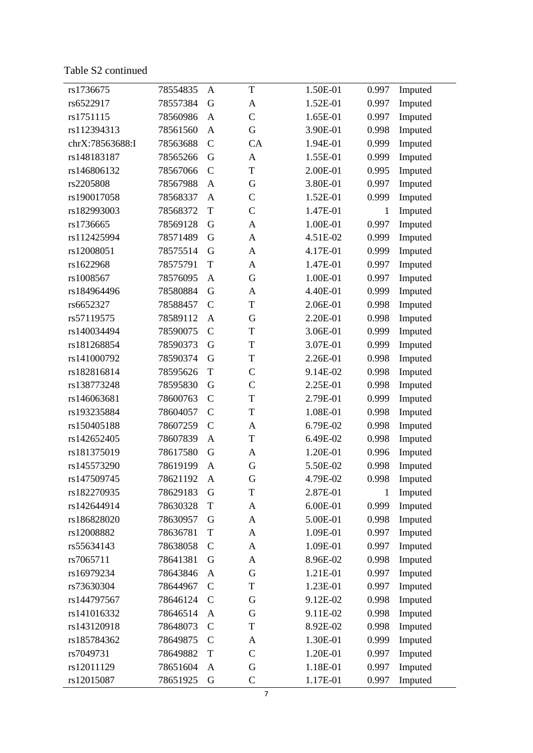Table S2 continued

| | | | | | | |
|---|---|---|---|---|---|---|
| rs1736675 | 78554835 | A | T | 1.50E-01 | 0.997 | Imputed |
| rs6522917 | 78557384 | G | A | 1.52E-01 | 0.997 | Imputed |
| rs1751115 | 78560986 | A | C | 1.65E-01 | 0.997 | Imputed |
| rs112394313 | 78561560 | A | G | 3.90E-01 | 0.998 | Imputed |
| chrX:78563688:I | 78563688 | C | CA | 1.94E-01 | 0.999 | Imputed |
| rs148183187 | 78565266 | G | A | 1.55E-01 | 0.999 | Imputed |
| rs146806132 | 78567066 | C | T | 2.00E-01 | 0.995 | Imputed |
| rs2205808 | 78567988 | A | G | 3.80E-01 | 0.997 | Imputed |
| rs190017058 | 78568337 | A | C | 1.52E-01 | 0.999 | Imputed |
| rs182993003 | 78568372 | T | C | 1.47E-01 | 1 | Imputed |
| rs1736665 | 78569128 | G | A | 1.00E-01 | 0.997 | Imputed |
| rs112425994 | 78571489 | G | A | 4.51E-02 | 0.999 | Imputed |
| rs12008051 | 78575514 | G | A | 4.17E-01 | 0.999 | Imputed |
| rs1622968 | 78575791 | T | A | 1.47E-01 | 0.997 | Imputed |
| rs1008567 | 78576095 | A | G | 1.00E-01 | 0.997 | Imputed |
| rs184964496 | 78580884 | G | A | 4.40E-01 | 0.999 | Imputed |
| rs6652327 | 78588457 | C | T | 2.06E-01 | 0.998 | Imputed |
| rs57119575 | 78589112 | A | G | 2.20E-01 | 0.998 | Imputed |
| rs140034494 | 78590075 | C | T | 3.06E-01 | 0.999 | Imputed |
| rs181268854 | 78590373 | G | T | 3.07E-01 | 0.999 | Imputed |
| rs141000792 | 78590374 | G | T | 2.26E-01 | 0.998 | Imputed |
| rs182816814 | 78595626 | T | C | 9.14E-02 | 0.998 | Imputed |
| rs138773248 | 78595830 | G | C | 2.25E-01 | 0.998 | Imputed |
| rs146063681 | 78600763 | C | T | 2.79E-01 | 0.999 | Imputed |
| rs193235884 | 78604057 | C | T | 1.08E-01 | 0.998 | Imputed |
| rs150405188 | 78607259 | C | A | 6.79E-02 | 0.998 | Imputed |
| rs142652405 | 78607839 | A | T | 6.49E-02 | 0.998 | Imputed |
| rs181375019 | 78617580 | G | A | 1.20E-01 | 0.996 | Imputed |
| rs145573290 | 78619199 | A | G | 5.50E-02 | 0.998 | Imputed |
| rs147509745 | 78621192 | A | G | 4.79E-02 | 0.998 | Imputed |
| rs182270935 | 78629183 | G | T | 2.87E-01 | 1 | Imputed |
| rs142644914 | 78630328 | T | A | 6.00E-01 | 0.999 | Imputed |
| rs186828020 | 78630957 | G | A | 5.00E-01 | 0.998 | Imputed |
| rs12008882 | 78636781 | T | A | 1.09E-01 | 0.997 | Imputed |
| rs55634143 | 78638058 | C | A | 1.09E-01 | 0.997 | Imputed |
| rs7065711 | 78641381 | G | A | 8.96E-02 | 0.998 | Imputed |
| rs16979234 | 78643846 | A | G | 1.21E-01 | 0.997 | Imputed |
| rs73630304 | 78644967 | C | T | 1.23E-01 | 0.997 | Imputed |
| rs144797567 | 78646124 | C | G | 9.12E-02 | 0.998 | Imputed |
| rs141016332 | 78646514 | A | G | 9.11E-02 | 0.998 | Imputed |
| rs143120918 | 78648073 | C | T | 8.92E-02 | 0.998 | Imputed |
| rs185784362 | 78649875 | C | A | 1.30E-01 | 0.999 | Imputed |
| rs7049731 | 78649882 | T | C | 1.20E-01 | 0.997 | Imputed |
| rs12011129 | 78651604 | A | G | 1.18E-01 | 0.997 | Imputed |
| rs12015087 | 78651925 | G | C | 1.17E-01 | 0.997 | Imputed |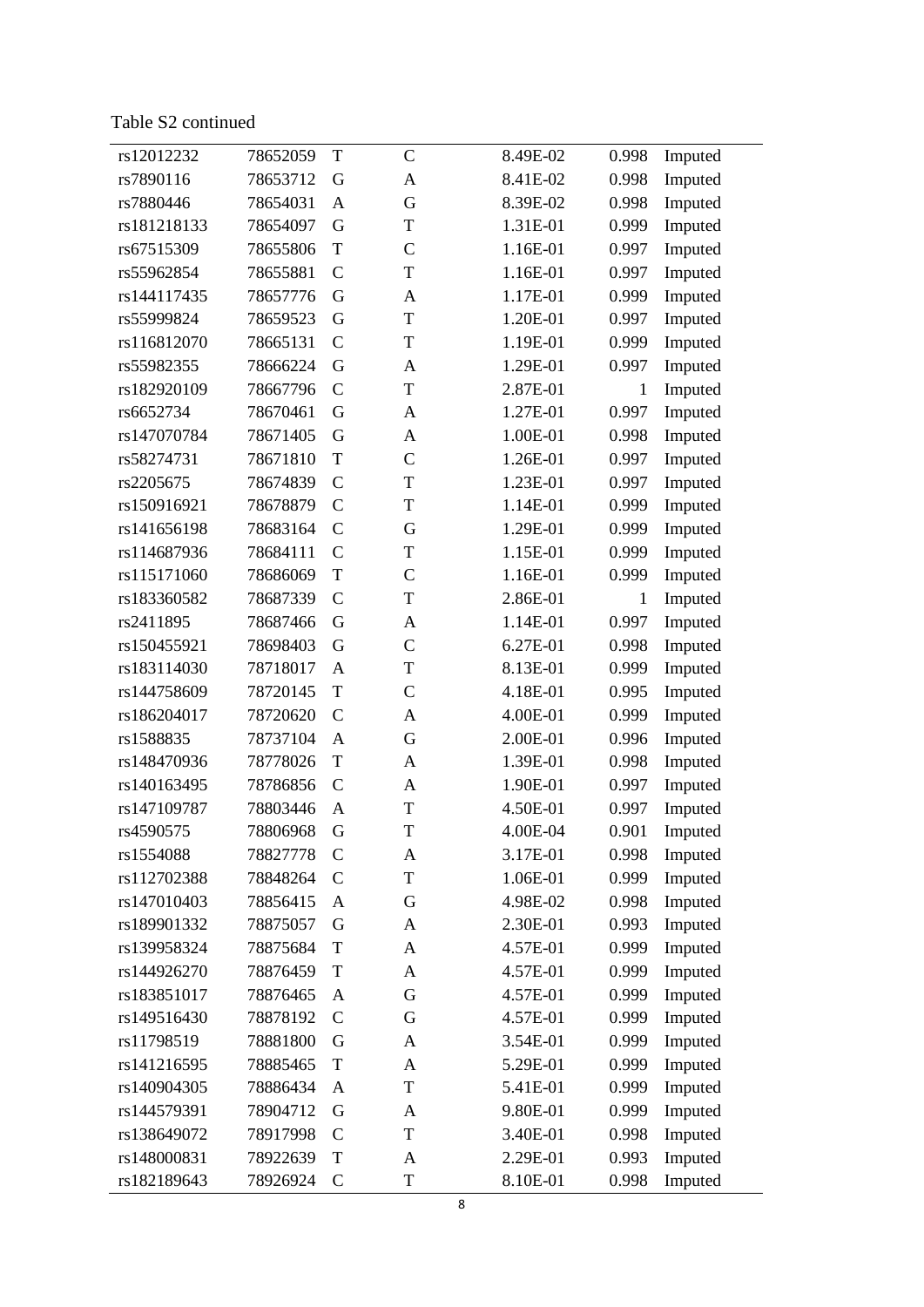Table S2 continued

| | | | | | | |
|---|---|---|---|---|---|---|
| rs12012232 | 78652059 | T | C | 8.49E-02 | 0.998 | Imputed |
| rs7890116 | 78653712 | G | A | 8.41E-02 | 0.998 | Imputed |
| rs7880446 | 78654031 | A | G | 8.39E-02 | 0.998 | Imputed |
| rs181218133 | 78654097 | G | T | 1.31E-01 | 0.999 | Imputed |
| rs67515309 | 78655806 | T | C | 1.16E-01 | 0.997 | Imputed |
| rs55962854 | 78655881 | C | T | 1.16E-01 | 0.997 | Imputed |
| rs144117435 | 78657776 | G | A | 1.17E-01 | 0.999 | Imputed |
| rs55999824 | 78659523 | G | T | 1.20E-01 | 0.997 | Imputed |
| rs116812070 | 78665131 | C | T | 1.19E-01 | 0.999 | Imputed |
| rs55982355 | 78666224 | G | A | 1.29E-01 | 0.997 | Imputed |
| rs182920109 | 78667796 | C | T | 2.87E-01 | 1 | Imputed |
| rs6652734 | 78670461 | G | A | 1.27E-01 | 0.997 | Imputed |
| rs147070784 | 78671405 | G | A | 1.00E-01 | 0.998 | Imputed |
| rs58274731 | 78671810 | T | C | 1.26E-01 | 0.997 | Imputed |
| rs2205675 | 78674839 | C | T | 1.23E-01 | 0.997 | Imputed |
| rs150916921 | 78678879 | C | T | 1.14E-01 | 0.999 | Imputed |
| rs141656198 | 78683164 | C | G | 1.29E-01 | 0.999 | Imputed |
| rs114687936 | 78684111 | C | T | 1.15E-01 | 0.999 | Imputed |
| rs115171060 | 78686069 | T | C | 1.16E-01 | 0.999 | Imputed |
| rs183360582 | 78687339 | C | T | 2.86E-01 | 1 | Imputed |
| rs2411895 | 78687466 | G | A | 1.14E-01 | 0.997 | Imputed |
| rs150455921 | 78698403 | G | C | 6.27E-01 | 0.998 | Imputed |
| rs183114030 | 78718017 | A | T | 8.13E-01 | 0.999 | Imputed |
| rs144758609 | 78720145 | T | C | 4.18E-01 | 0.995 | Imputed |
| rs186204017 | 78720620 | C | A | 4.00E-01 | 0.999 | Imputed |
| rs1588835 | 78737104 | A | G | 2.00E-01 | 0.996 | Imputed |
| rs148470936 | 78778026 | T | A | 1.39E-01 | 0.998 | Imputed |
| rs140163495 | 78786856 | C | A | 1.90E-01 | 0.997 | Imputed |
| rs147109787 | 78803446 | A | T | 4.50E-01 | 0.997 | Imputed |
| rs4590575 | 78806968 | G | T | 4.00E-04 | 0.901 | Imputed |
| rs1554088 | 78827778 | C | A | 3.17E-01 | 0.998 | Imputed |
| rs112702388 | 78848264 | C | T | 1.06E-01 | 0.999 | Imputed |
| rs147010403 | 78856415 | A | G | 4.98E-02 | 0.998 | Imputed |
| rs189901332 | 78875057 | G | A | 2.30E-01 | 0.993 | Imputed |
| rs139958324 | 78875684 | T | A | 4.57E-01 | 0.999 | Imputed |
| rs144926270 | 78876459 | T | A | 4.57E-01 | 0.999 | Imputed |
| rs183851017 | 78876465 | A | G | 4.57E-01 | 0.999 | Imputed |
| rs149516430 | 78878192 | C | G | 4.57E-01 | 0.999 | Imputed |
| rs11798519 | 78881800 | G | A | 3.54E-01 | 0.999 | Imputed |
| rs141216595 | 78885465 | T | A | 5.29E-01 | 0.999 | Imputed |
| rs140904305 | 78886434 | A | T | 5.41E-01 | 0.999 | Imputed |
| rs144579391 | 78904712 | G | A | 9.80E-01 | 0.999 | Imputed |
| rs138649072 | 78917998 | C | T | 3.40E-01 | 0.998 | Imputed |
| rs148000831 | 78922639 | T | A | 2.29E-01 | 0.993 | Imputed |
| rs182189643 | 78926924 | C | T | 8.10E-01 | 0.998 | Imputed |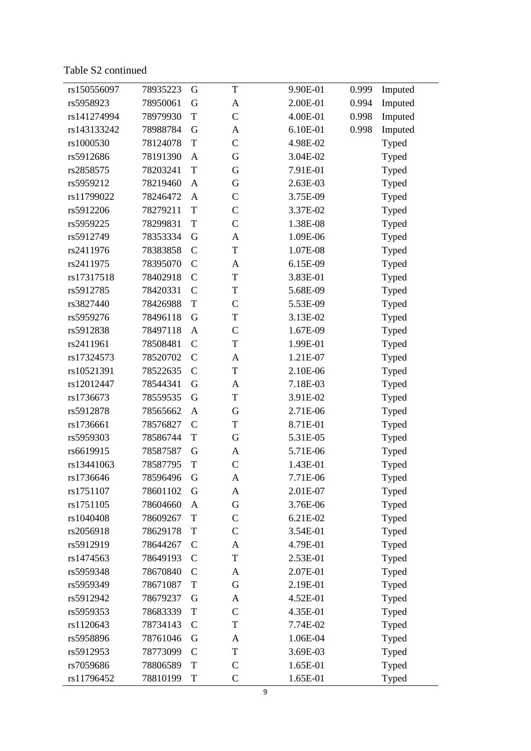Table S2 continued

| | | | | | | |
|---|---|---|---|---|---|---|
| rs150556097 | 78935223 | G | T | 9.90E-01 | 0.999 | Imputed |
| rs5958923 | 78950061 | G | A | 2.00E-01 | 0.994 | Imputed |
| rs141274994 | 78979930 | T | C | 4.00E-01 | 0.998 | Imputed |
| rs143133242 | 78988784 | G | A | 6.10E-01 | 0.998 | Imputed |
| rs1000530 | 78124078 | T | C | 4.98E-02 | | Typed |
| rs5912686 | 78191390 | A | G | 3.04E-02 | | Typed |
| rs2858575 | 78203241 | T | G | 7.91E-01 | | Typed |
| rs5959212 | 78219460 | A | G | 2.63E-03 | | Typed |
| rs11799022 | 78246472 | A | C | 3.75E-09 | | Typed |
| rs5912206 | 78279211 | T | C | 3.37E-02 | | Typed |
| rs5959225 | 78299831 | T | C | 1.38E-08 | | Typed |
| rs5912749 | 78353334 | G | A | 1.09E-06 | | Typed |
| rs2411976 | 78383858 | C | T | 1.07E-08 | | Typed |
| rs2411975 | 78395070 | C | A | 6.15E-09 | | Typed |
| rs17317518 | 78402918 | C | T | 3.83E-01 | | Typed |
| rs5912785 | 78420331 | C | T | 5.68E-09 | | Typed |
| rs3827440 | 78426988 | T | C | 5.53E-09 | | Typed |
| rs5959276 | 78496118 | G | T | 3.13E-02 | | Typed |
| rs5912838 | 78497118 | A | C | 1.67E-09 | | Typed |
| rs2411961 | 78508481 | C | T | 1.99E-01 | | Typed |
| rs17324573 | 78520702 | C | A | 1.21E-07 | | Typed |
| rs10521391 | 78522635 | C | T | 2.10E-06 | | Typed |
| rs12012447 | 78544341 | G | A | 7.18E-03 | | Typed |
| rs1736673 | 78559535 | G | T | 3.91E-02 | | Typed |
| rs5912878 | 78565662 | A | G | 2.71E-06 | | Typed |
| rs1736661 | 78576827 | C | T | 8.71E-01 | | Typed |
| rs5959303 | 78586744 | T | G | 5.31E-05 | | Typed |
| rs6619915 | 78587587 | G | A | 5.71E-06 | | Typed |
| rs13441063 | 78587795 | T | C | 1.43E-01 | | Typed |
| rs1736646 | 78596496 | G | A | 7.71E-06 | | Typed |
| rs1751107 | 78601102 | G | A | 2.01E-07 | | Typed |
| rs1751105 | 78604660 | A | G | 3.76E-06 | | Typed |
| rs1040408 | 78609267 | T | C | 6.21E-02 | | Typed |
| rs2056918 | 78629178 | T | C | 3.54E-01 | | Typed |
| rs5912919 | 78644267 | C | A | 4.79E-01 | | Typed |
| rs1474563 | 78649193 | C | T | 2.53E-01 | | Typed |
| rs5959348 | 78670840 | C | A | 2.07E-01 | | Typed |
| rs5959349 | 78671087 | T | G | 2.19E-01 | | Typed |
| rs5912942 | 78679237 | G | A | 4.52E-01 | | Typed |
| rs5959353 | 78683339 | T | C | 4.35E-01 | | Typed |
| rs1120643 | 78734143 | C | T | 7.74E-02 | | Typed |
| rs5958896 | 78761046 | G | A | 1.06E-04 | | Typed |
| rs5912953 | 78773099 | C | T | 3.69E-03 | | Typed |
| rs7059686 | 78806589 | T | C | 1.65E-01 | | Typed |
| rs11796452 | 78810199 | T | C | 1.65E-01 | | Typed |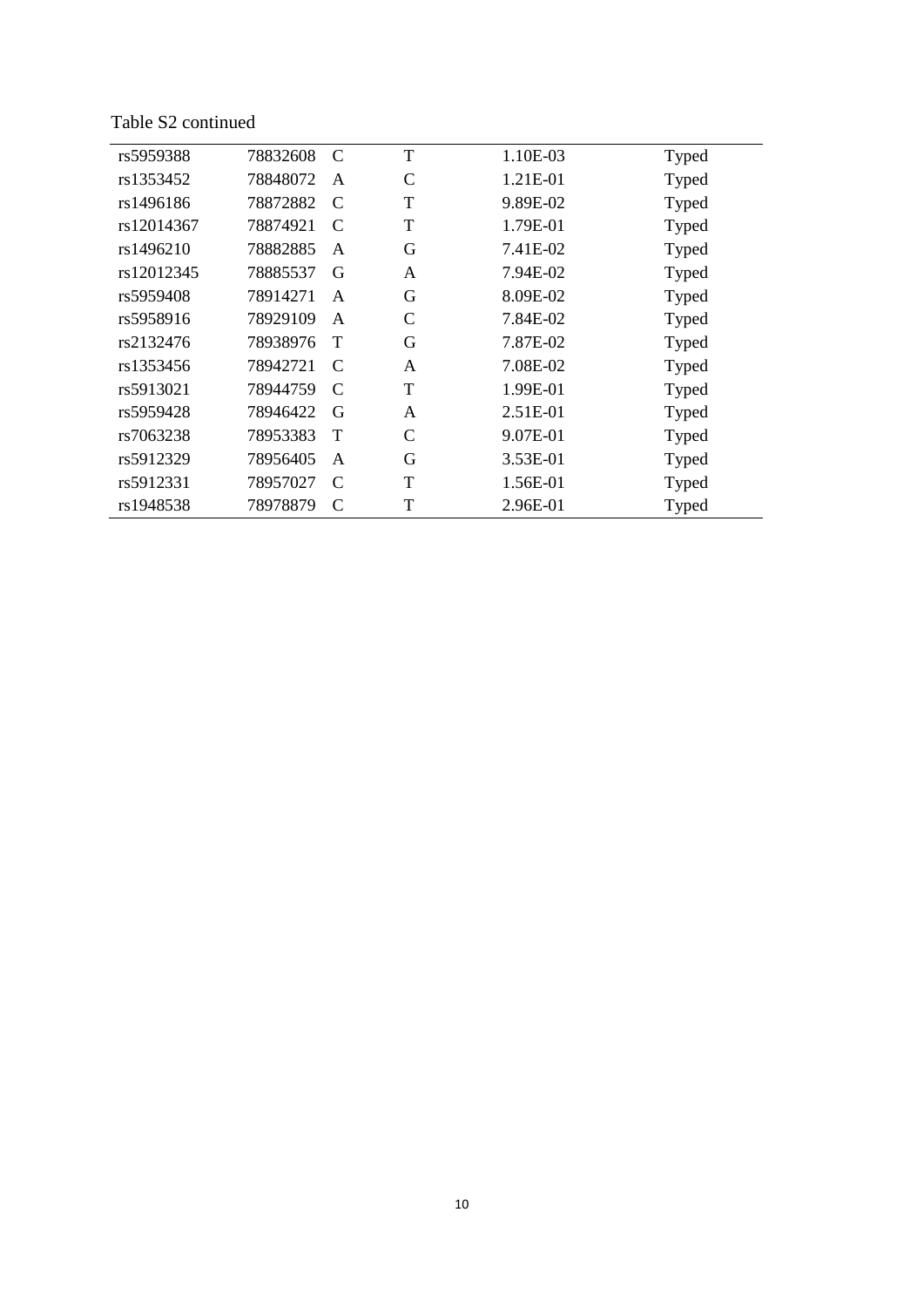Table S2 continued

| | | | | | |
|---|---|---|---|---|---|
| rs5959388 | 78832608 | C | T | 1.10E-03 | Typed |
| rs1353452 | 78848072 | A | C | 1.21E-01 | Typed |
| rs1496186 | 78872882 | C | T | 9.89E-02 | Typed |
| rs12014367 | 78874921 | C | T | 1.79E-01 | Typed |
| rs1496210 | 78882885 | A | G | 7.41E-02 | Typed |
| rs12012345 | 78885537 | G | A | 7.94E-02 | Typed |
| rs5959408 | 78914271 | A | G | 8.09E-02 | Typed |
| rs5958916 | 78929109 | A | C | 7.84E-02 | Typed |
| rs2132476 | 78938976 | T | G | 7.87E-02 | Typed |
| rs1353456 | 78942721 | C | A | 7.08E-02 | Typed |
| rs5913021 | 78944759 | C | T | 1.99E-01 | Typed |
| rs5959428 | 78946422 | G | A | 2.51E-01 | Typed |
| rs7063238 | 78953383 | T | C | 9.07E-01 | Typed |
| rs5912329 | 78956405 | A | G | 3.53E-01 | Typed |
| rs5912331 | 78957027 | C | T | 1.56E-01 | Typed |
| rs1948538 | 78978879 | C | T | 2.96E-01 | Typed |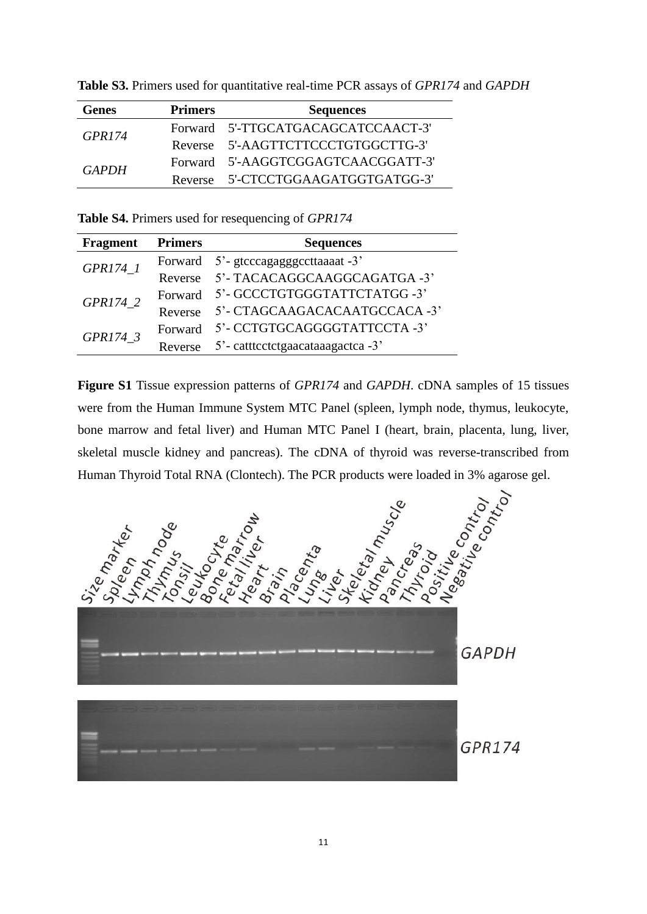**Table S3.** Primers used for quantitative real-time PCR assays of *GPR174* and *GAPDH*

| Genes | Primers | Sequences |
|---|---|---|
| *GPR174* | Forward | 5'-TTGCATGACAGCATCCAACT-3' |
| | Reverse | 5'-AAGTTCTTCCCTGTGGCTTG-3' |
| *GAPDH* | Forward | 5'-AAGGTCGGAGTCAACGGATT-3' |
| | Reverse | 5'-CTCCTGGAAGATGGTGATGG-3' |

**Table S4.** Primers used for resequencing of *GPR174*

| Fragment | Primers | Sequences |
|---|---|---|
| *GPR174_1* | Forward | 5'- gtcccagagggccttaaaat -3' |
| | Reverse | 5'- TACACAGGCAAGGCAGATGA -3' |
| *GPR174_2* | Forward | 5'- GCCCTGTGGGTATTCTATGG -3' |
| | Reverse | 5'- CTAGCAAGACACAATGCCACA -3' |
| *GPR174_3* | Forward | 5'- CCTGTGCAGGGGTATTCCTA -3' |
| | Reverse | 5'- catttcctctgaacataaagactca -3' |

**Figure S1** Tissue expression patterns of *GPR174* and *GAPDH*. cDNA samples of 15 tissues were from the Human Immune System MTC Panel (spleen, lymph node, thymus, leukocyte, bone marrow and fetal liver) and Human MTC Panel I (heart, brain, placenta, lung, liver, skeletal muscle kidney and pancreas). The cDNA of thyroid was reverse-transcribed from Human Thyroid Total RNA (Clontech). The PCR products were loaded in 3% agarose gel.

Size marker
Spleen
Lymph node
Thymus
Tonsil
Leukocyte
Bone marrow
Fetal liver
Heart
Brain
Placenta
Lung
Liver
Skeletal muscle
Kidney
Pancreas
Thyroid
Positive control
Negative control

*GAPDH*

*GPR174*